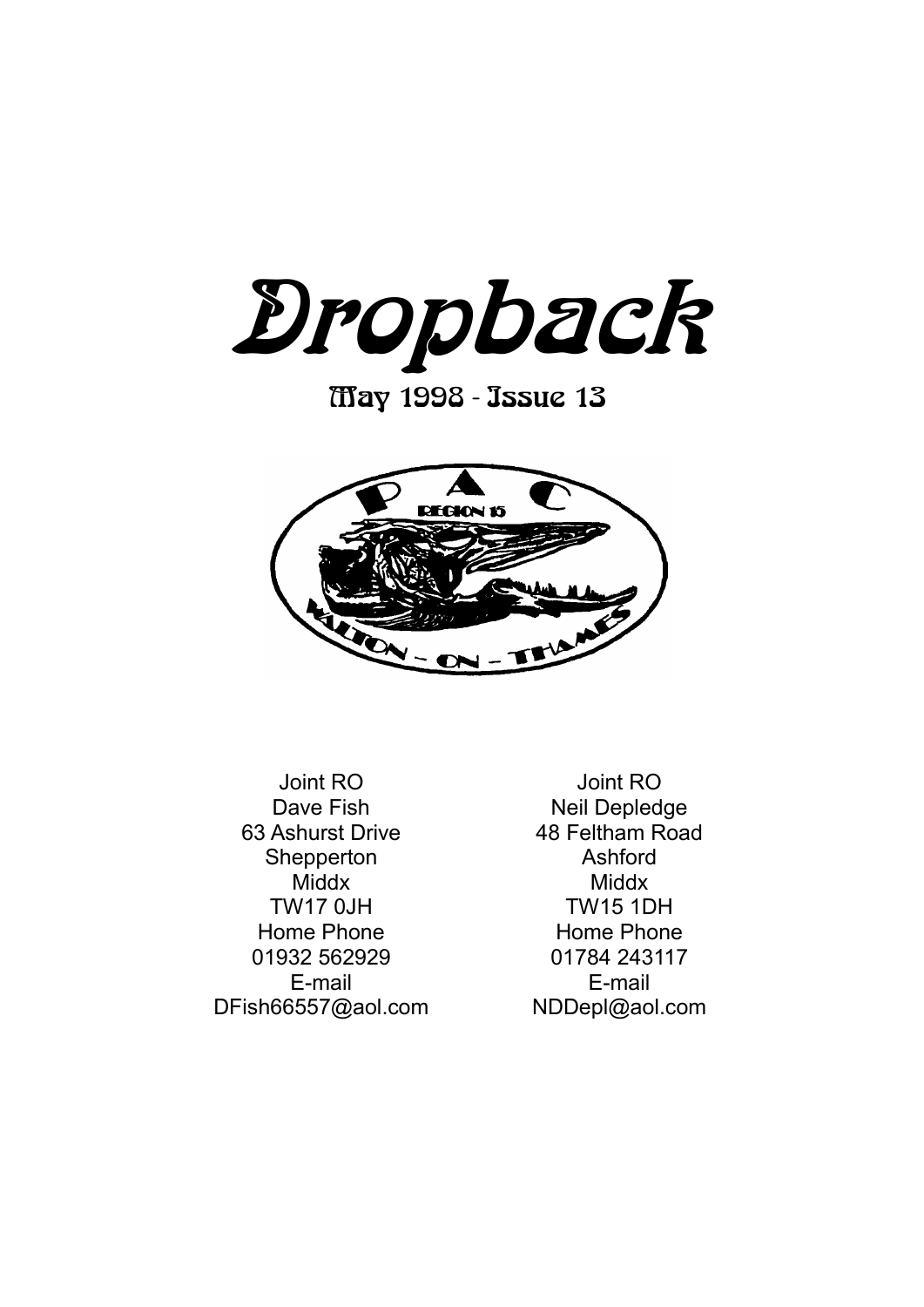# Dropback

## May 1998 - Issue 13

Joint RO
Dave Fish
63 Ashurst Drive
Shepperton
Middx
TW17 0JH
Home Phone
01932 562929
E-mail
DFish66557@aol.com

Joint RO
Neil Depledge
48 Feltham Road
Ashford
Middx
TW15 1DH
Home Phone
01784 243117
E-mail
NDDepl@aol.com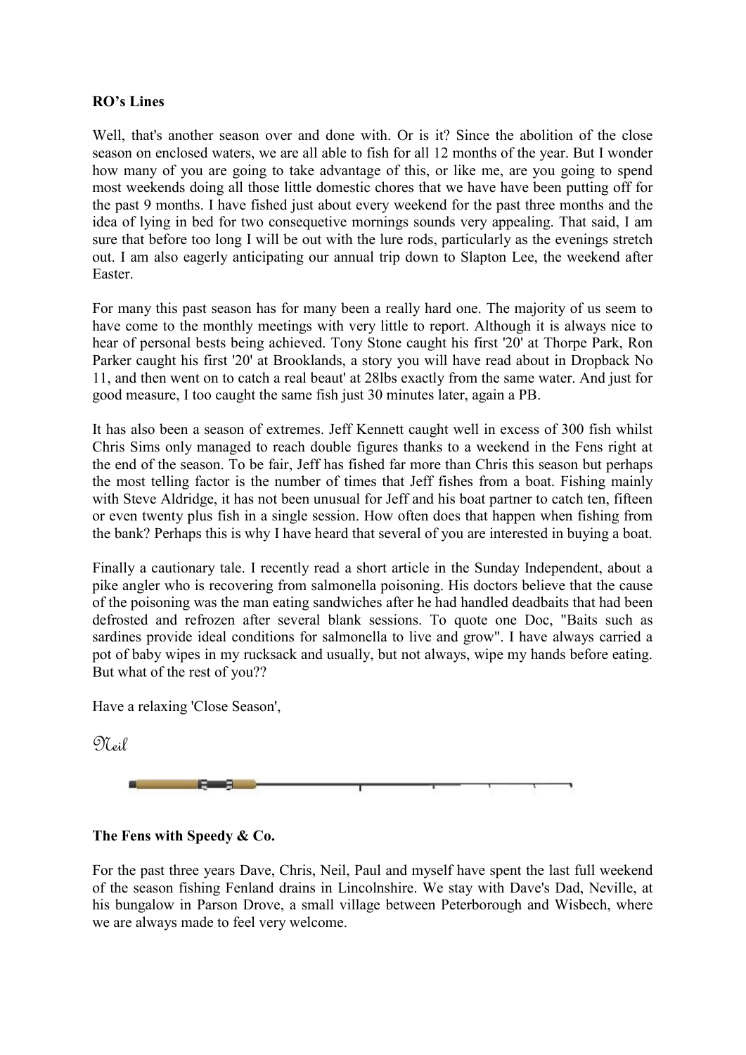**RO's Lines**

Well, that's another season over and done with. Or is it? Since the abolition of the close season on enclosed waters, we are all able to fish for all 12 months of the year. But I wonder how many of you are going to take advantage of this, or like me, are you going to spend most weekends doing all those little domestic chores that we have have been putting off for the past 9 months. I have fished just about every weekend for the past three months and the idea of lying in bed for two consequetive mornings sounds very appealing. That said, I am sure that before too long I will be out with the lure rods, particularly as the evenings stretch out. I am also eagerly anticipating our annual trip down to Slapton Lee, the weekend after Easter.

For many this past season has for many been a really hard one. The majority of us seem to have come to the monthly meetings with very little to report. Although it is always nice to hear of personal bests being achieved. Tony Stone caught his first '20' at Thorpe Park, Ron Parker caught his first '20' at Brooklands, a story you will have read about in Dropback No 11, and then went on to catch a real beaut' at 28lbs exactly from the same water. And just for good measure, I too caught the same fish just 30 minutes later, again a PB.

It has also been a season of extremes. Jeff Kennett caught well in excess of 300 fish whilst Chris Sims only managed to reach double figures thanks to a weekend in the Fens right at the end of the season. To be fair, Jeff has fished far more than Chris this season but perhaps the most telling factor is the number of times that Jeff fishes from a boat. Fishing mainly with Steve Aldridge, it has not been unusual for Jeff and his boat partner to catch ten, fifteen or even twenty plus fish in a single session. How often does that happen when fishing from the bank? Perhaps this is why I have heard that several of you are interested in buying a boat.

Finally a cautionary tale. I recently read a short article in the Sunday Independent, about a pike angler who is recovering from salmonella poisoning. His doctors believe that the cause of the poisoning was the man eating sandwiches after he had handled deadbaits that had been defrosted and refrozen after several blank sessions. To quote one Doc, "Baits such as sardines provide ideal conditions for salmonella to live and grow". I have always carried a pot of baby wipes in my rucksack and usually, but not always, wipe my hands before eating. But what of the rest of you??

Have a relaxing 'Close Season',

*Neil*

**The Fens with Speedy & Co.**

For the past three years Dave, Chris, Neil, Paul and myself have spent the last full weekend of the season fishing Fenland drains in Lincolnshire. We stay with Dave's Dad, Neville, at his bungalow in Parson Drove, a small village between Peterborough and Wisbech, where we are always made to feel very welcome.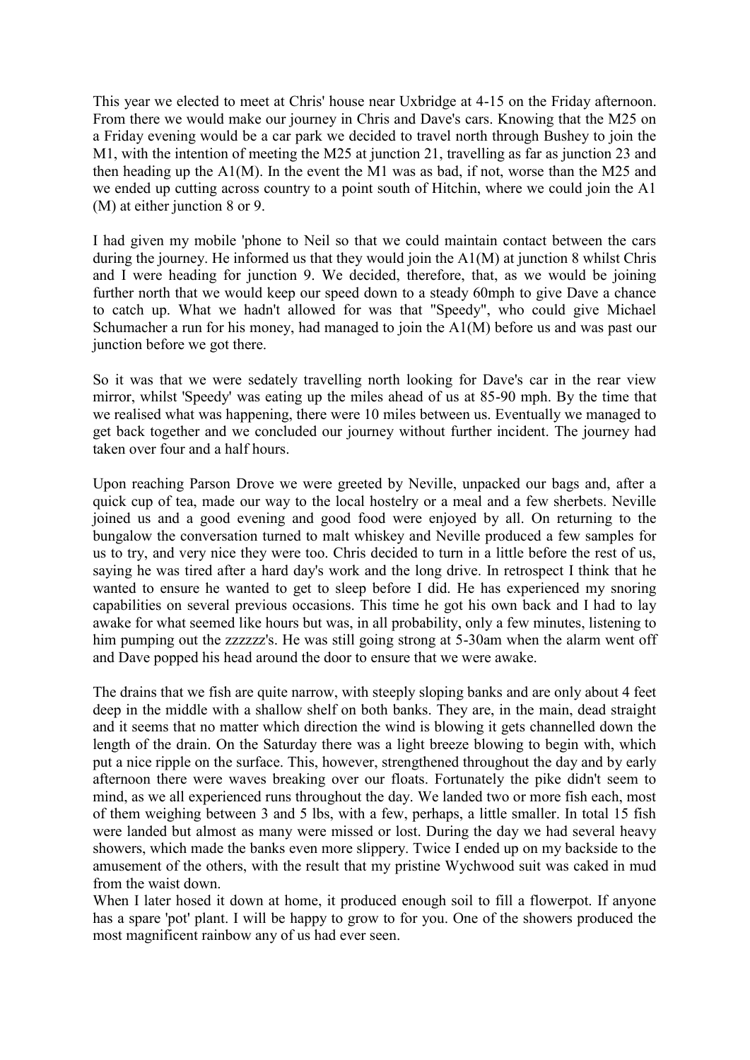This year we elected to meet at Chris' house near Uxbridge at 4-15 on the Friday afternoon. From there we would make our journey in Chris and Dave's cars. Knowing that the M25 on a Friday evening would be a car park we decided to travel north through Bushey to join the M1, with the intention of meeting the M25 at junction 21, travelling as far as junction 23 and then heading up the A1(M). In the event the M1 was as bad, if not, worse than the M25 and we ended up cutting across country to a point south of Hitchin, where we could join the A1 (M) at either junction 8 or 9.

I had given my mobile 'phone to Neil so that we could maintain contact between the cars during the journey. He informed us that they would join the A1(M) at junction 8 whilst Chris and I were heading for junction 9. We decided, therefore, that, as we would be joining further north that we would keep our speed down to a steady 60mph to give Dave a chance to catch up. What we hadn't allowed for was that "Speedy", who could give Michael Schumacher a run for his money, had managed to join the A1(M) before us and was past our junction before we got there.

So it was that we were sedately travelling north looking for Dave's car in the rear view mirror, whilst 'Speedy' was eating up the miles ahead of us at 85-90 mph. By the time that we realised what was happening, there were 10 miles between us. Eventually we managed to get back together and we concluded our journey without further incident. The journey had taken over four and a half hours.

Upon reaching Parson Drove we were greeted by Neville, unpacked our bags and, after a quick cup of tea, made our way to the local hostelry or a meal and a few sherbets. Neville joined us and a good evening and good food were enjoyed by all. On returning to the bungalow the conversation turned to malt whiskey and Neville produced a few samples for us to try, and very nice they were too. Chris decided to turn in a little before the rest of us, saying he was tired after a hard day's work and the long drive. In retrospect I think that he wanted to ensure he wanted to get to sleep before I did. He has experienced my snoring capabilities on several previous occasions. This time he got his own back and I had to lay awake for what seemed like hours but was, in all probability, only a few minutes, listening to him pumping out the zzzzzz's. He was still going strong at 5-30am when the alarm went off and Dave popped his head around the door to ensure that we were awake.

The drains that we fish are quite narrow, with steeply sloping banks and are only about 4 feet deep in the middle with a shallow shelf on both banks. They are, in the main, dead straight and it seems that no matter which direction the wind is blowing it gets channelled down the length of the drain. On the Saturday there was a light breeze blowing to begin with, which put a nice ripple on the surface. This, however, strengthened throughout the day and by early afternoon there were waves breaking over our floats. Fortunately the pike didn't seem to mind, as we all experienced runs throughout the day. We landed two or more fish each, most of them weighing between 3 and 5 lbs, with a few, perhaps, a little smaller. In total 15 fish were landed but almost as many were missed or lost. During the day we had several heavy showers, which made the banks even more slippery. Twice I ended up on my backside to the amusement of the others, with the result that my pristine Wychwood suit was caked in mud from the waist down.

When I later hosed it down at home, it produced enough soil to fill a flowerpot. If anyone has a spare 'pot' plant. I will be happy to grow to for you. One of the showers produced the most magnificent rainbow any of us had ever seen.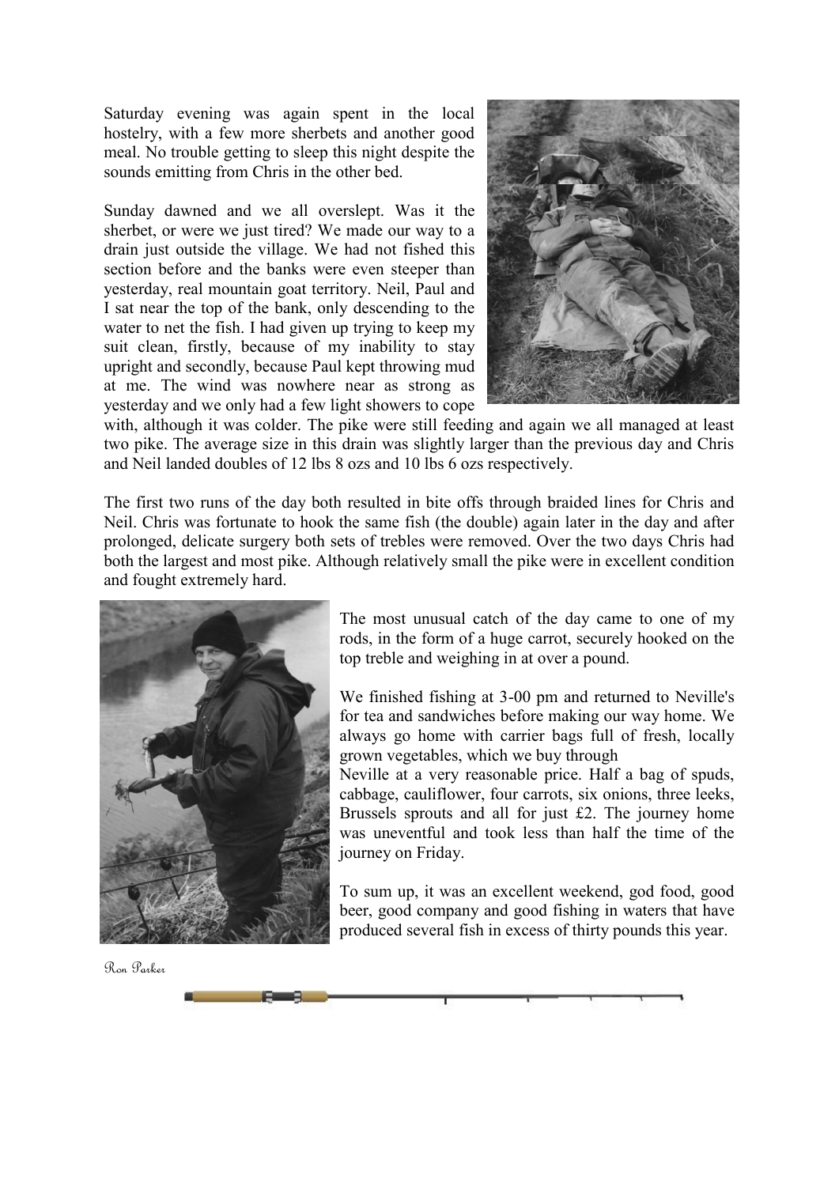Saturday evening was again spent in the local hostelry, with a few more sherbets and another good meal. No trouble getting to sleep this night despite the sounds emitting from Chris in the other bed.

Sunday dawned and we all overslept. Was it the sherbet, or were we just tired? We made our way to a drain just outside the village. We had not fished this section before and the banks were even steeper than yesterday, real mountain goat territory. Neil, Paul and I sat near the top of the bank, only descending to the water to net the fish. I had given up trying to keep my suit clean, firstly, because of my inability to stay upright and secondly, because Paul kept throwing mud at me. The wind was nowhere near as strong as yesterday and we only had a few light showers to cope with, although it was colder. The pike were still feeding and again we all managed at least two pike. The average size in this drain was slightly larger than the previous day and Chris and Neil landed doubles of 12 lbs 8 ozs and 10 lbs 6 ozs respectively.

The first two runs of the day both resulted in bite offs through braided lines for Chris and Neil. Chris was fortunate to hook the same fish (the double) again later in the day and after prolonged, delicate surgery both sets of trebles were removed. Over the two days Chris had both the largest and most pike. Although relatively small the pike were in excellent condition and fought extremely hard.

The most unusual catch of the day came to one of my rods, in the form of a huge carrot, securely hooked on the top treble and weighing in at over a pound.

We finished fishing at 3-00 pm and returned to Neville's for tea and sandwiches before making our way home. We always go home with carrier bags full of fresh, locally grown vegetables, which we buy through Neville at a very reasonable price. Half a bag of spuds, cabbage, cauliflower, four carrots, six onions, three leeks, Brussels sprouts and all for just £2. The journey home was uneventful and took less than half the time of the journey on Friday.

To sum up, it was an excellent weekend, god food, good beer, good company and good fishing in waters that have produced several fish in excess of thirty pounds this year.

Ron Parker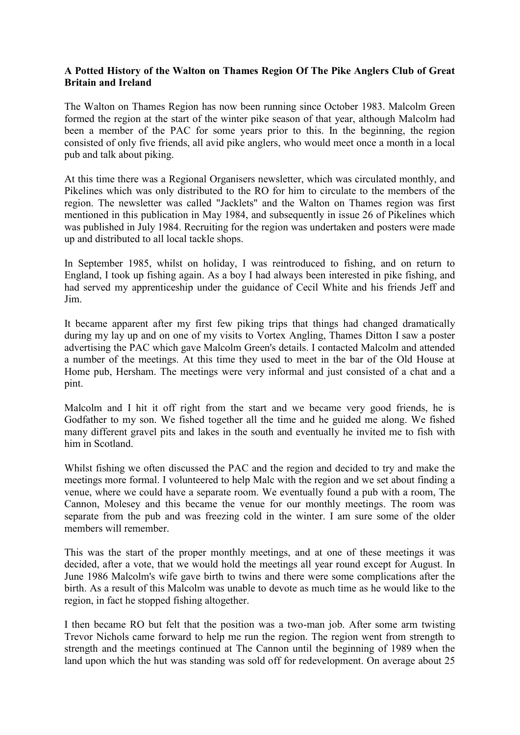**A Potted History of the Walton on Thames Region Of The Pike Anglers Club of Great Britain and Ireland**

The Walton on Thames Region has now been running since October 1983. Malcolm Green formed the region at the start of the winter pike season of that year, although Malcolm had been a member of the PAC for some years prior to this. In the beginning, the region consisted of only five friends, all avid pike anglers, who would meet once a month in a local pub and talk about piking.

At this time there was a Regional Organisers newsletter, which was circulated monthly, and Pikelines which was only distributed to the RO for him to circulate to the members of the region. The newsletter was called "Jacklets" and the Walton on Thames region was first mentioned in this publication in May 1984, and subsequently in issue 26 of Pikelines which was published in July 1984. Recruiting for the region was undertaken and posters were made up and distributed to all local tackle shops.

In September 1985, whilst on holiday, I was reintroduced to fishing, and on return to England, I took up fishing again. As a boy I had always been interested in pike fishing, and had served my apprenticeship under the guidance of Cecil White and his friends Jeff and Jim.

It became apparent after my first few piking trips that things had changed dramatically during my lay up and on one of my visits to Vortex Angling, Thames Ditton I saw a poster advertising the PAC which gave Malcolm Green's details. I contacted Malcolm and attended a number of the meetings. At this time they used to meet in the bar of the Old House at Home pub, Hersham. The meetings were very informal and just consisted of a chat and a pint.

Malcolm and I hit it off right from the start and we became very good friends, he is Godfather to my son. We fished together all the time and he guided me along. We fished many different gravel pits and lakes in the south and eventually he invited me to fish with him in Scotland.

Whilst fishing we often discussed the PAC and the region and decided to try and make the meetings more formal. I volunteered to help Malc with the region and we set about finding a venue, where we could have a separate room. We eventually found a pub with a room, The Cannon, Molesey and this became the venue for our monthly meetings. The room was separate from the pub and was freezing cold in the winter. I am sure some of the older members will remember.

This was the start of the proper monthly meetings, and at one of these meetings it was decided, after a vote, that we would hold the meetings all year round except for August. In June 1986 Malcolm's wife gave birth to twins and there were some complications after the birth. As a result of this Malcolm was unable to devote as much time as he would like to the region, in fact he stopped fishing altogether.

I then became RO but felt that the position was a two-man job. After some arm twisting Trevor Nichols came forward to help me run the region. The region went from strength to strength and the meetings continued at The Cannon until the beginning of 1989 when the land upon which the hut was standing was sold off for redevelopment. On average about 25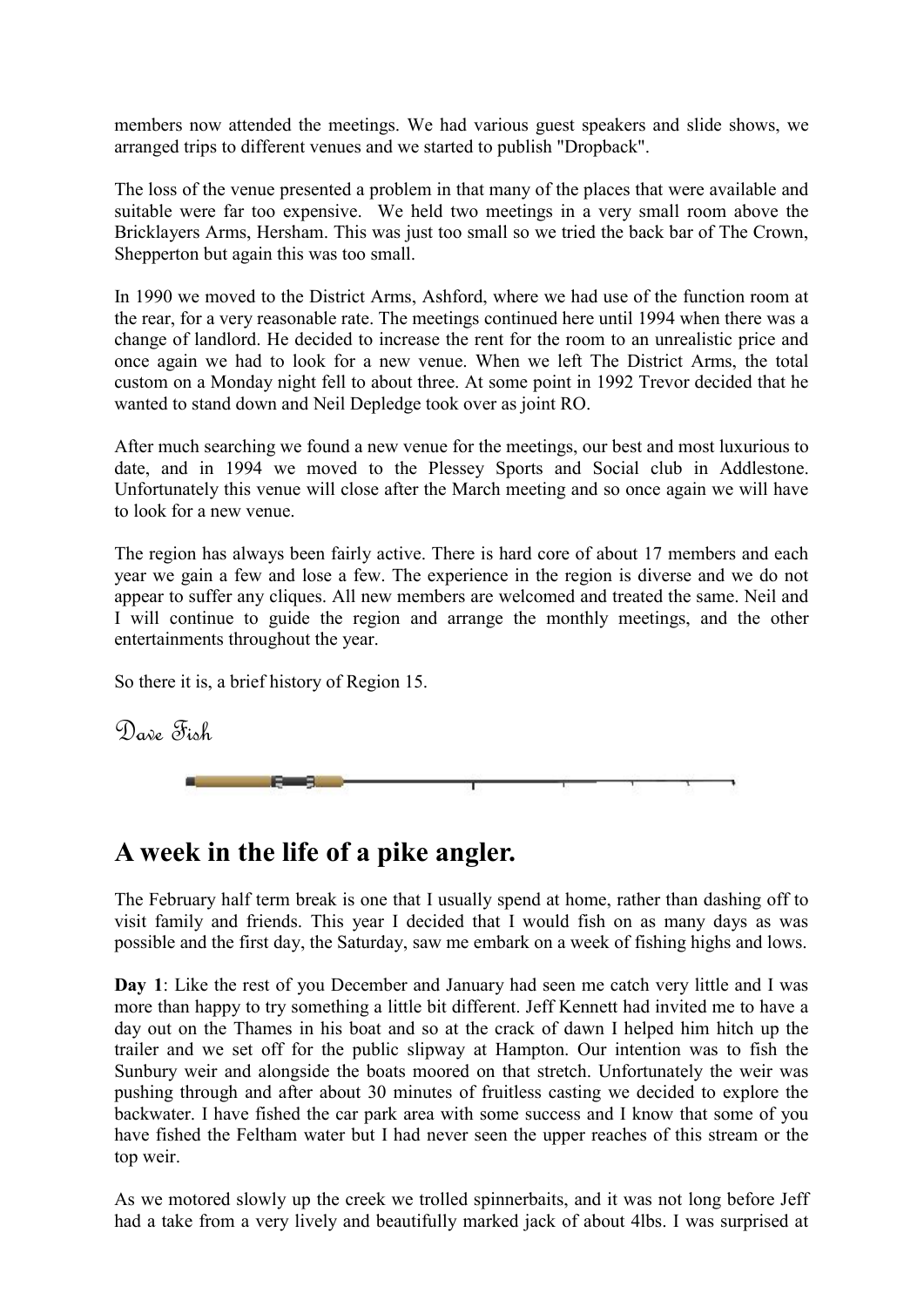members now attended the meetings. We had various guest speakers and slide shows, we arranged trips to different venues and we started to publish "Dropback".

The loss of the venue presented a problem in that many of the places that were available and suitable were far too expensive. We held two meetings in a very small room above the Bricklayers Arms, Hersham. This was just too small so we tried the back bar of The Crown, Shepperton but again this was too small.

In 1990 we moved to the District Arms, Ashford, where we had use of the function room at the rear, for a very reasonable rate. The meetings continued here until 1994 when there was a change of landlord. He decided to increase the rent for the room to an unrealistic price and once again we had to look for a new venue. When we left The District Arms, the total custom on a Monday night fell to about three. At some point in 1992 Trevor decided that he wanted to stand down and Neil Depledge took over as joint RO.

After much searching we found a new venue for the meetings, our best and most luxurious to date, and in 1994 we moved to the Plessey Sports and Social club in Addlestone. Unfortunately this venue will close after the March meeting and so once again we will have to look for a new venue.

The region has always been fairly active. There is hard core of about 17 members and each year we gain a few and lose a few. The experience in the region is diverse and we do not appear to suffer any cliques. All new members are welcomed and treated the same. Neil and I will continue to guide the region and arrange the monthly meetings, and the other entertainments throughout the year.

So there it is, a brief history of Region 15.

*Dave Fish*

# A week in the life of a pike angler.

The February half term break is one that I usually spend at home, rather than dashing off to visit family and friends. This year I decided that I would fish on as many days as was possible and the first day, the Saturday, saw me embark on a week of fishing highs and lows.

**Day 1**: Like the rest of you December and January had seen me catch very little and I was more than happy to try something a little bit different. Jeff Kennett had invited me to have a day out on the Thames in his boat and so at the crack of dawn I helped him hitch up the trailer and we set off for the public slipway at Hampton. Our intention was to fish the Sunbury weir and alongside the boats moored on that stretch. Unfortunately the weir was pushing through and after about 30 minutes of fruitless casting we decided to explore the backwater. I have fished the car park area with some success and I know that some of you have fished the Feltham water but I had never seen the upper reaches of this stream or the top weir.

As we motored slowly up the creek we trolled spinnerbaits, and it was not long before Jeff had a take from a very lively and beautifully marked jack of about 4lbs. I was surprised at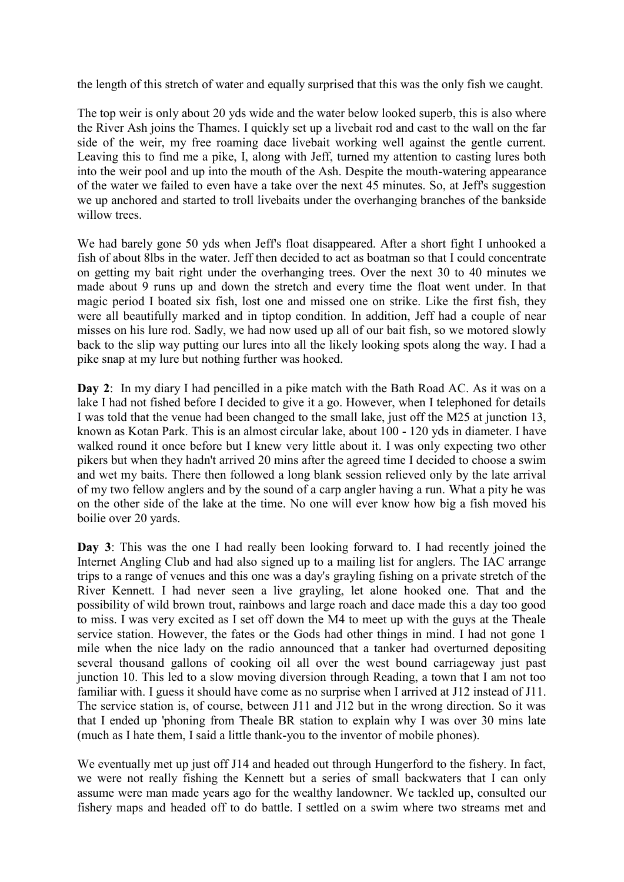the length of this stretch of water and equally surprised that this was the only fish we caught.

The top weir is only about 20 yds wide and the water below looked superb, this is also where the River Ash joins the Thames. I quickly set up a livebait rod and cast to the wall on the far side of the weir, my free roaming dace livebait working well against the gentle current. Leaving this to find me a pike, I, along with Jeff, turned my attention to casting lures both into the weir pool and up into the mouth of the Ash. Despite the mouth-watering appearance of the water we failed to even have a take over the next 45 minutes. So, at Jeff's suggestion we up anchored and started to troll livebaits under the overhanging branches of the bankside willow trees.

We had barely gone 50 yds when Jeff's float disappeared. After a short fight I unhooked a fish of about 8lbs in the water. Jeff then decided to act as boatman so that I could concentrate on getting my bait right under the overhanging trees. Over the next 30 to 40 minutes we made about 9 runs up and down the stretch and every time the float went under. In that magic period I boated six fish, lost one and missed one on strike. Like the first fish, they were all beautifully marked and in tiptop condition. In addition, Jeff had a couple of near misses on his lure rod. Sadly, we had now used up all of our bait fish, so we motored slowly back to the slip way putting our lures into all the likely looking spots along the way. I had a pike snap at my lure but nothing further was hooked.

**Day 2**: In my diary I had pencilled in a pike match with the Bath Road AC. As it was on a lake I had not fished before I decided to give it a go. However, when I telephoned for details I was told that the venue had been changed to the small lake, just off the M25 at junction 13, known as Kotan Park. This is an almost circular lake, about 100 - 120 yds in diameter. I have walked round it once before but I knew very little about it. I was only expecting two other pikers but when they hadn't arrived 20 mins after the agreed time I decided to choose a swim and wet my baits. There then followed a long blank session relieved only by the late arrival of my two fellow anglers and by the sound of a carp angler having a run. What a pity he was on the other side of the lake at the time. No one will ever know how big a fish moved his boilie over 20 yards.

**Day 3**: This was the one I had really been looking forward to. I had recently joined the Internet Angling Club and had also signed up to a mailing list for anglers. The IAC arrange trips to a range of venues and this one was a day's grayling fishing on a private stretch of the River Kennett. I had never seen a live grayling, let alone hooked one. That and the possibility of wild brown trout, rainbows and large roach and dace made this a day too good to miss. I was very excited as I set off down the M4 to meet up with the guys at the Theale service station. However, the fates or the Gods had other things in mind. I had not gone 1 mile when the nice lady on the radio announced that a tanker had overturned depositing several thousand gallons of cooking oil all over the west bound carriageway just past junction 10. This led to a slow moving diversion through Reading, a town that I am not too familiar with. I guess it should have come as no surprise when I arrived at J12 instead of J11. The service station is, of course, between J11 and J12 but in the wrong direction. So it was that I ended up 'phoning from Theale BR station to explain why I was over 30 mins late (much as I hate them, I said a little thank-you to the inventor of mobile phones).

We eventually met up just off J14 and headed out through Hungerford to the fishery. In fact, we were not really fishing the Kennett but a series of small backwaters that I can only assume were man made years ago for the wealthy landowner. We tackled up, consulted our fishery maps and headed off to do battle. I settled on a swim where two streams met and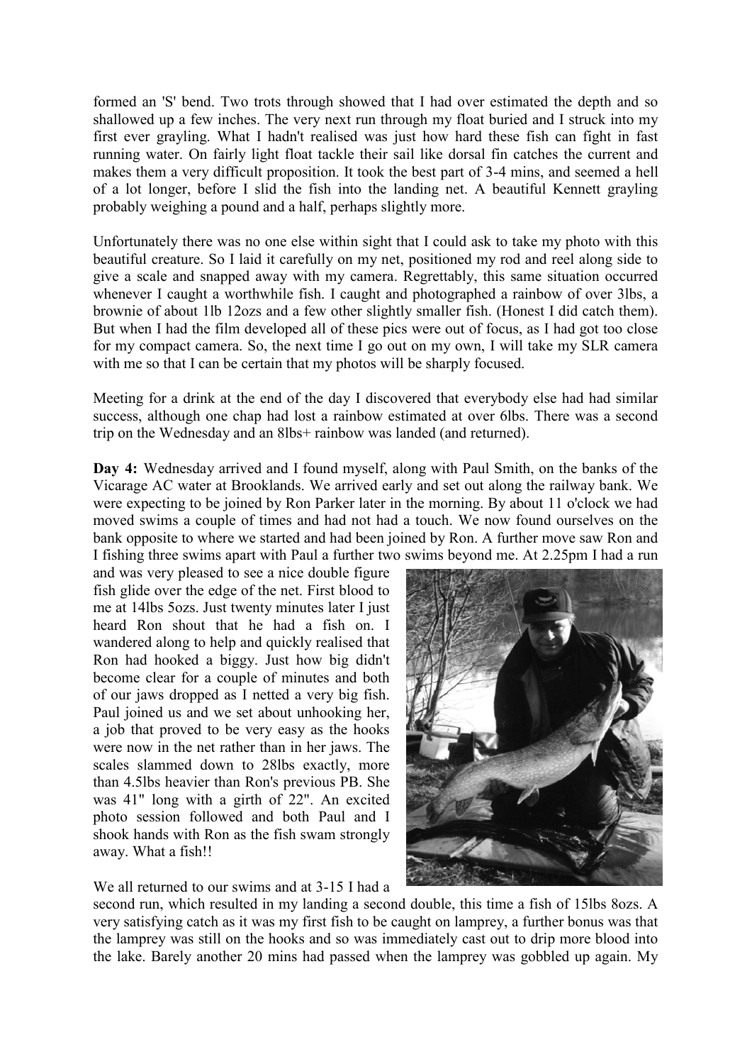formed an 'S' bend. Two trots through showed that I had over estimated the depth and so shallowed up a few inches. The very next run through my float buried and I struck into my first ever grayling. What I hadn't realised was just how hard these fish can fight in fast running water. On fairly light float tackle their sail like dorsal fin catches the current and makes them a very difficult proposition. It took the best part of 3-4 mins, and seemed a hell of a lot longer, before I slid the fish into the landing net. A beautiful Kennett grayling probably weighing a pound and a half, perhaps slightly more.

Unfortunately there was no one else within sight that I could ask to take my photo with this beautiful creature. So I laid it carefully on my net, positioned my rod and reel along side to give a scale and snapped away with my camera. Regrettably, this same situation occurred whenever I caught a worthwhile fish. I caught and photographed a rainbow of over 3lbs, a brownie of about 1lb 12ozs and a few other slightly smaller fish. (Honest I did catch them). But when I had the film developed all of these pics were out of focus, as I had got too close for my compact camera. So, the next time I go out on my own, I will take my SLR camera with me so that I can be certain that my photos will be sharply focused.

Meeting for a drink at the end of the day I discovered that everybody else had had similar success, although one chap had lost a rainbow estimated at over 6lbs. There was a second trip on the Wednesday and an 8lbs+ rainbow was landed (and returned).

**Day 4:** Wednesday arrived and I found myself, along with Paul Smith, on the banks of the Vicarage AC water at Brooklands. We arrived early and set out along the railway bank. We were expecting to be joined by Ron Parker later in the morning. By about 11 o'clock we had moved swims a couple of times and had not had a touch. We now found ourselves on the bank opposite to where we started and had been joined by Ron. A further move saw Ron and I fishing three swims apart with Paul a further two swims beyond me. At 2.25pm I had a run and was very pleased to see a nice double figure fish glide over the edge of the net. First blood to me at 14lbs 5ozs. Just twenty minutes later I just heard Ron shout that he had a fish on. I wandered along to help and quickly realised that Ron had hooked a biggy. Just how big didn't become clear for a couple of minutes and both of our jaws dropped as I netted a very big fish. Paul joined us and we set about unhooking her, a job that proved to be very easy as the hooks were now in the net rather than in her jaws. The scales slammed down to 28lbs exactly, more than 4.5lbs heavier than Ron's previous PB. She was 41" long with a girth of 22". An excited photo session followed and both Paul and I shook hands with Ron as the fish swam strongly away. What a fish!!

We all returned to our swims and at 3-15 I had a second run, which resulted in my landing a second double, this time a fish of 15lbs 8ozs. A very satisfying catch as it was my first fish to be caught on lamprey, a further bonus was that the lamprey was still on the hooks and so was immediately cast out to drip more blood into the lake. Barely another 20 mins had passed when the lamprey was gobbled up again. My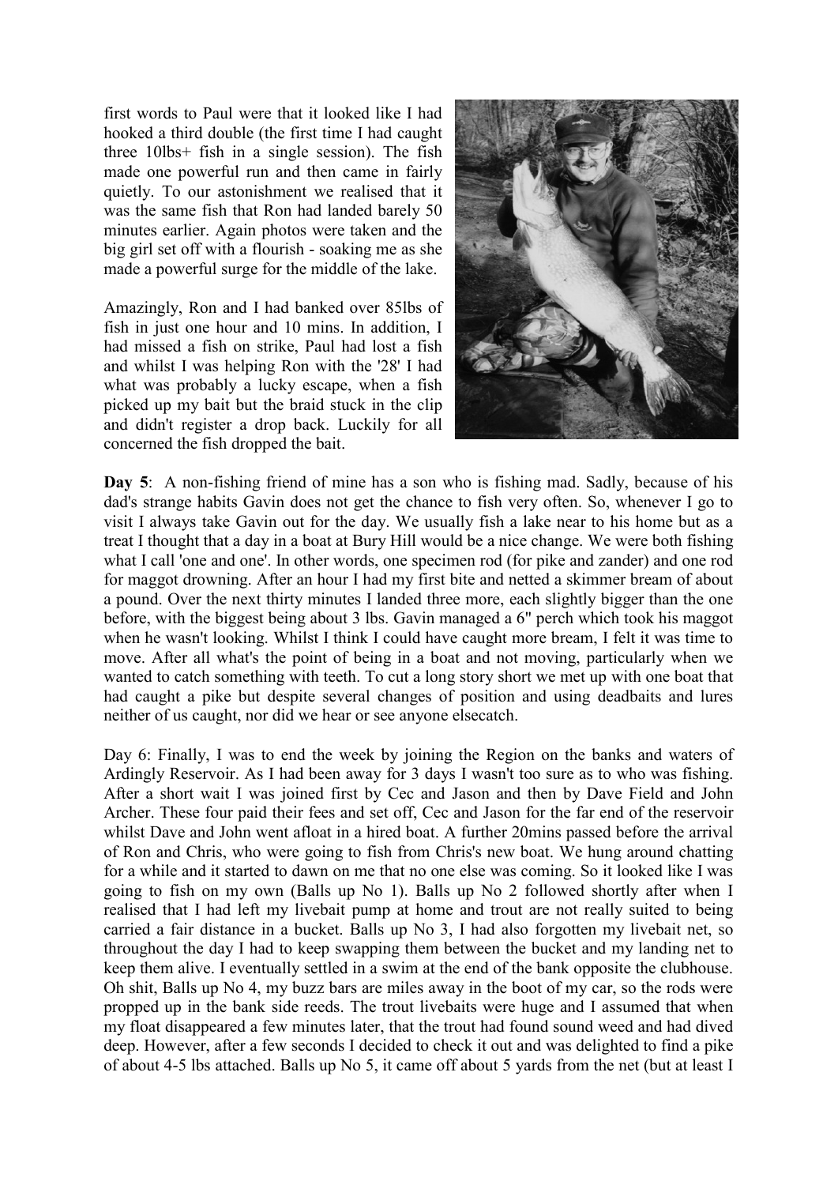first words to Paul were that it looked like I had hooked a third double (the first time I had caught three 10lbs+ fish in a single session). The fish made one powerful run and then came in fairly quietly. To our astonishment we realised that it was the same fish that Ron had landed barely 50 minutes earlier. Again photos were taken and the big girl set off with a flourish - soaking me as she made a powerful surge for the middle of the lake.

Amazingly, Ron and I had banked over 85lbs of fish in just one hour and 10 mins. In addition, I had missed a fish on strike, Paul had lost a fish and whilst I was helping Ron with the '28' I had what was probably a lucky escape, when a fish picked up my bait but the braid stuck in the clip and didn't register a drop back. Luckily for all concerned the fish dropped the bait.

**Day 5**: A non-fishing friend of mine has a son who is fishing mad. Sadly, because of his dad's strange habits Gavin does not get the chance to fish very often. So, whenever I go to visit I always take Gavin out for the day. We usually fish a lake near to his home but as a treat I thought that a day in a boat at Bury Hill would be a nice change. We were both fishing what I call 'one and one'. In other words, one specimen rod (for pike and zander) and one rod for maggot drowning. After an hour I had my first bite and netted a skimmer bream of about a pound. Over the next thirty minutes I landed three more, each slightly bigger than the one before, with the biggest being about 3 lbs. Gavin managed a 6" perch which took his maggot when he wasn't looking. Whilst I think I could have caught more bream, I felt it was time to move. After all what's the point of being in a boat and not moving, particularly when we wanted to catch something with teeth. To cut a long story short we met up with one boat that had caught a pike but despite several changes of position and using deadbaits and lures neither of us caught, nor did we hear or see anyone elsecatch.

Day 6: Finally, I was to end the week by joining the Region on the banks and waters of Ardingly Reservoir. As I had been away for 3 days I wasn't too sure as to who was fishing. After a short wait I was joined first by Cec and Jason and then by Dave Field and John Archer. These four paid their fees and set off, Cec and Jason for the far end of the reservoir whilst Dave and John went afloat in a hired boat. A further 20mins passed before the arrival of Ron and Chris, who were going to fish from Chris's new boat. We hung around chatting for a while and it started to dawn on me that no one else was coming. So it looked like I was going to fish on my own (Balls up No 1). Balls up No 2 followed shortly after when I realised that I had left my livebait pump at home and trout are not really suited to being carried a fair distance in a bucket. Balls up No 3, I had also forgotten my livebait net, so throughout the day I had to keep swapping them between the bucket and my landing net to keep them alive. I eventually settled in a swim at the end of the bank opposite the clubhouse. Oh shit, Balls up No 4, my buzz bars are miles away in the boot of my car, so the rods were propped up in the bank side reeds. The trout livebaits were huge and I assumed that when my float disappeared a few minutes later, that the trout had found sound weed and had dived deep. However, after a few seconds I decided to check it out and was delighted to find a pike of about 4-5 lbs attached. Balls up No 5, it came off about 5 yards from the net (but at least I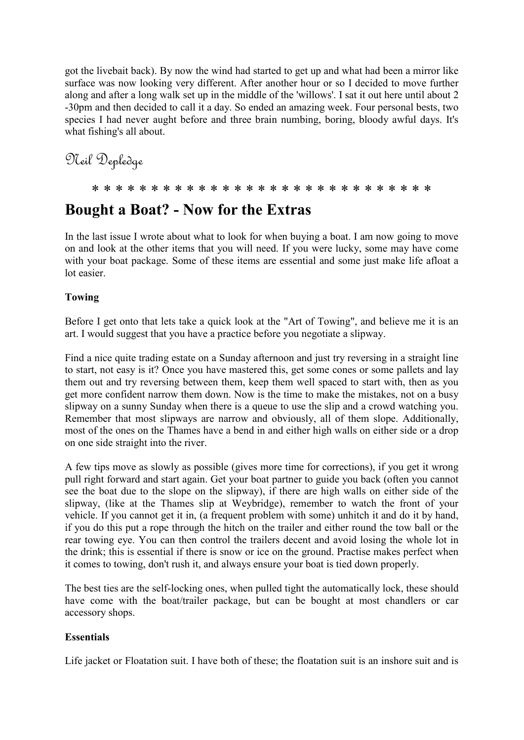got the livebait back). By now the wind had started to get up and what had been a mirror like surface was now looking very different. After another hour or so I decided to move further along and after a long walk set up in the middle of the 'willows'. I sat it out here until about 2 -30pm and then decided to call it a day. So ended an amazing week. Four personal bests, two species I had never aught before and three brain numbing, boring, bloody awful days. It's what fishing's all about.

*Neil Depledge*

\* \* \* \* \* \* \* \* \* \* \* \* \* \* \* \* \* \* \* \* \* \* \* \* \* \* \* \* \* \* \*

# Bought a Boat? - Now for the Extras

In the last issue I wrote about what to look for when buying a boat. I am now going to move on and look at the other items that you will need. If you were lucky, some may have come with your boat package. Some of these items are essential and some just make life afloat a lot easier.

**Towing**

Before I get onto that lets take a quick look at the "Art of Towing", and believe me it is an art. I would suggest that you have a practice before you negotiate a slipway.

Find a nice quite trading estate on a Sunday afternoon and just try reversing in a straight line to start, not easy is it? Once you have mastered this, get some cones or some pallets and lay them out and try reversing between them, keep them well spaced to start with, then as you get more confident narrow them down. Now is the time to make the mistakes, not on a busy slipway on a sunny Sunday when there is a queue to use the slip and a crowd watching you. Remember that most slipways are narrow and obviously, all of them slope. Additionally, most of the ones on the Thames have a bend in and either high walls on either side or a drop on one side straight into the river.

A few tips move as slowly as possible (gives more time for corrections), if you get it wrong pull right forward and start again. Get your boat partner to guide you back (often you cannot see the boat due to the slope on the slipway), if there are high walls on either side of the slipway, (like at the Thames slip at Weybridge), remember to watch the front of your vehicle. If you cannot get it in, (a frequent problem with some) unhitch it and do it by hand, if you do this put a rope through the hitch on the trailer and either round the tow ball or the rear towing eye. You can then control the trailers decent and avoid losing the whole lot in the drink; this is essential if there is snow or ice on the ground. Practise makes perfect when it comes to towing, don't rush it, and always ensure your boat is tied down properly.

The best ties are the self-locking ones, when pulled tight the automatically lock, these should have come with the boat/trailer package, but can be bought at most chandlers or car accessory shops.

**Essentials**

Life jacket or Floatation suit. I have both of these; the floatation suit is an inshore suit and is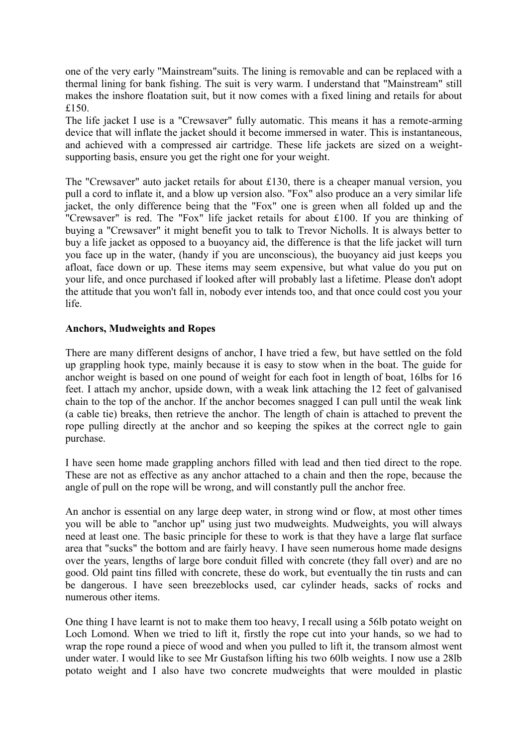one of the very early "Mainstream"suits. The lining is removable and can be replaced with a thermal lining for bank fishing. The suit is very warm. I understand that "Mainstream" still makes the inshore floatation suit, but it now comes with a fixed lining and retails for about £150.

The life jacket I use is a "Crewsaver" fully automatic. This means it has a remote-arming device that will inflate the jacket should it become immersed in water. This is instantaneous, and achieved with a compressed air cartridge. These life jackets are sized on a weight-supporting basis, ensure you get the right one for your weight.

The "Crewsaver" auto jacket retails for about £130, there is a cheaper manual version, you pull a cord to inflate it, and a blow up version also. "Fox" also produce an a very similar life jacket, the only difference being that the "Fox" one is green when all folded up and the "Crewsaver" is red. The "Fox" life jacket retails for about £100. If you are thinking of buying a "Crewsaver" it might benefit you to talk to Trevor Nicholls. It is always better to buy a life jacket as opposed to a buoyancy aid, the difference is that the life jacket will turn you face up in the water, (handy if you are unconscious), the buoyancy aid just keeps you afloat, face down or up. These items may seem expensive, but what value do you put on your life, and once purchased if looked after will probably last a lifetime. Please don't adopt the attitude that you won't fall in, nobody ever intends too, and that once could cost you your life.

**Anchors, Mudweights and Ropes**

There are many different designs of anchor, I have tried a few, but have settled on the fold up grappling hook type, mainly because it is easy to stow when in the boat. The guide for anchor weight is based on one pound of weight for each foot in length of boat, 16lbs for 16 feet. I attach my anchor, upside down, with a weak link attaching the 12 feet of galvanised chain to the top of the anchor. If the anchor becomes snagged I can pull until the weak link (a cable tie) breaks, then retrieve the anchor. The length of chain is attached to prevent the rope pulling directly at the anchor and so keeping the spikes at the correct ngle to gain purchase.

I have seen home made grappling anchors filled with lead and then tied direct to the rope. These are not as effective as any anchor attached to a chain and then the rope, because the angle of pull on the rope will be wrong, and will constantly pull the anchor free.

An anchor is essential on any large deep water, in strong wind or flow, at most other times you will be able to "anchor up" using just two mudweights. Mudweights, you will always need at least one. The basic principle for these to work is that they have a large flat surface area that "sucks" the bottom and are fairly heavy. I have seen numerous home made designs over the years, lengths of large bore conduit filled with concrete (they fall over) and are no good. Old paint tins filled with concrete, these do work, but eventually the tin rusts and can be dangerous. I have seen breezeblocks used, car cylinder heads, sacks of rocks and numerous other items.

One thing I have learnt is not to make them too heavy, I recall using a 56lb potato weight on Loch Lomond. When we tried to lift it, firstly the rope cut into your hands, so we had to wrap the rope round a piece of wood and when you pulled to lift it, the transom almost went under water. I would like to see Mr Gustafson lifting his two 60lb weights. I now use a 28lb potato weight and I also have two concrete mudweights that were moulded in plastic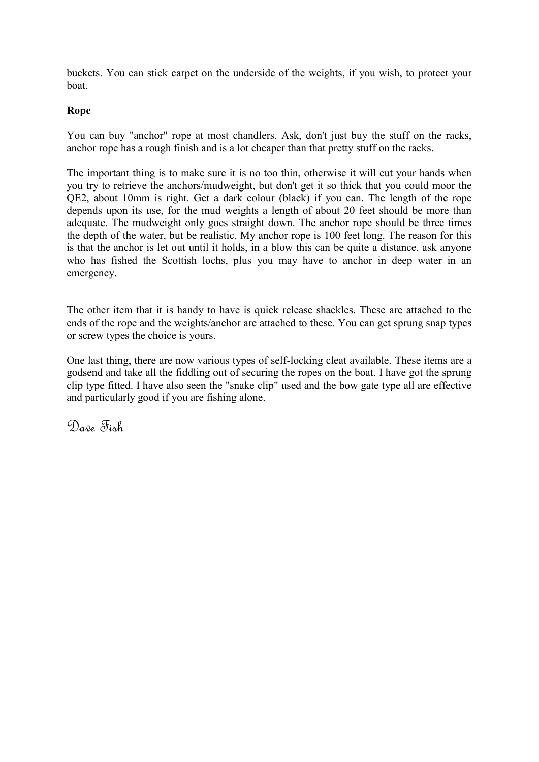buckets. You can stick carpet on the underside of the weights, if you wish, to protect your boat.

**Rope**

You can buy "anchor" rope at most chandlers. Ask, don't just buy the stuff on the racks, anchor rope has a rough finish and is a lot cheaper than that pretty stuff on the racks.

The important thing is to make sure it is no too thin, otherwise it will cut your hands when you try to retrieve the anchors/mudweight, but don't get it so thick that you could moor the QE2, about 10mm is right. Get a dark colour (black) if you can. The length of the rope depends upon its use, for the mud weights a length of about 20 feet should be more than adequate. The mudweight only goes straight down. The anchor rope should be three times the depth of the water, but be realistic. My anchor rope is 100 feet long. The reason for this is that the anchor is let out until it holds, in a blow this can be quite a distance, ask anyone who has fished the Scottish lochs, plus you may have to anchor in deep water in an emergency.

The other item that it is handy to have is quick release shackles. These are attached to the ends of the rope and the weights/anchor are attached to these. You can get sprung snap types or screw types the choice is yours.

One last thing, there are now various types of self-locking cleat available. These items are a godsend and take all the fiddling out of securing the ropes on the boat. I have got the sprung clip type fitted. I have also seen the "snake clip" used and the bow gate type all are effective and particularly good if you are fishing alone.

*Dave Fish*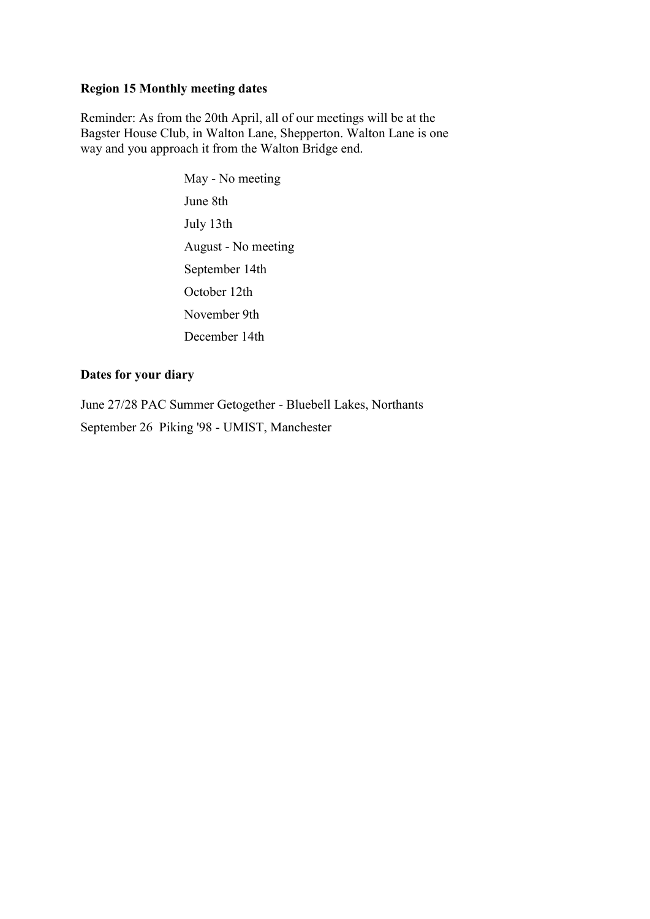**Region 15 Monthly meeting dates**

Reminder: As from the 20th April, all of our meetings will be at the Bagster House Club, in Walton Lane, Shepperton. Walton Lane is one way and you approach it from the Walton Bridge end.

May - No meeting

June 8th

July 13th

August - No meeting

September 14th

October 12th

November 9th

December 14th

**Dates for your diary**

June 27/28 PAC Summer Getogether - Bluebell Lakes, Northants

September 26 Piking '98 - UMIST, Manchester